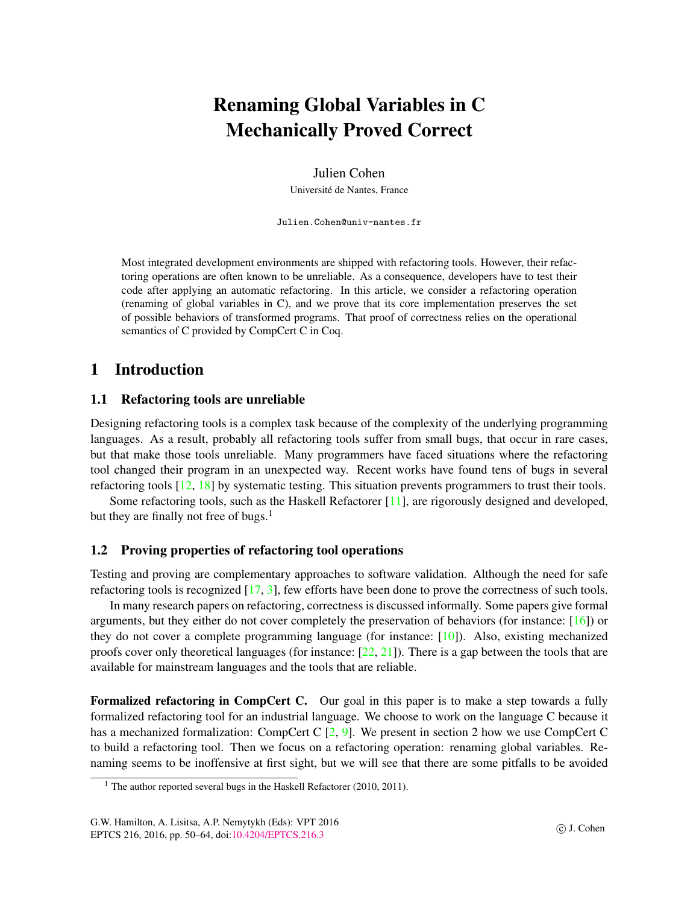# Renaming Global Variables in C Mechanically Proved Correct

Julien Cohen

Université de Nantes, France

Julien.Cohen@univ-nantes.fr

Most integrated development environments are shipped with refactoring tools. However, their refactoring operations are often known to be unreliable. As a consequence, developers have to test their code after applying an automatic refactoring. In this article, we consider a refactoring operation (renaming of global variables in C), and we prove that its core implementation preserves the set of possible behaviors of transformed programs. That proof of correctness relies on the operational semantics of C provided by CompCert C in Coq.

## 1 Introduction

### 1.1 Refactoring tools are unreliable

Designing refactoring tools is a complex task because of the complexity of the underlying programming languages. As a result, probably all refactoring tools suffer from small bugs, that occur in rare cases, but that make those tools unreliable. Many programmers have faced situations where the refactoring tool changed their program in an unexpected way. Recent works have found tens of bugs in several refactoring tools [12, 18] by systematic testing. This situation prevents programmers to trust their tools.

Some refactoring tools, such as the Haskell Refactorer [11], are rigorously designed and developed, but they are finally not free of bugs.[1]

### 1.2 Proving properties of refactoring tool operations

Testing and proving are complementary approaches to software validation. Although the need for safe refactoring tools is recognized [17, 3], few efforts have been done to prove the correctness of such tools.

In many research papers on refactoring, correctness is discussed informally. Some papers give formal arguments, but they either do not cover completely the preservation of behaviors (for instance: [16]) or they do not cover a complete programming language (for instance: [10]). Also, existing mechanized proofs cover only theoretical languages (for instance: [22, 21]). There is a gap between the tools that are available for mainstream languages and the tools that are reliable.

**Formalized refactoring in CompCert C.** Our goal in this paper is to make a step towards a fully formalized refactoring tool for an industrial language. We choose to work on the language C because it has a mechanized formalization: CompCert C [2, 9]. We present in section 2 how we use CompCert C to build a refactoring tool. Then we focus on a refactoring operation: renaming global variables. Renaming seems to be inoffensive at first sight, but we will see that there are some pitfalls to be avoided

[1] The author reported several bugs in the Haskell Refactorer (2010, 2011).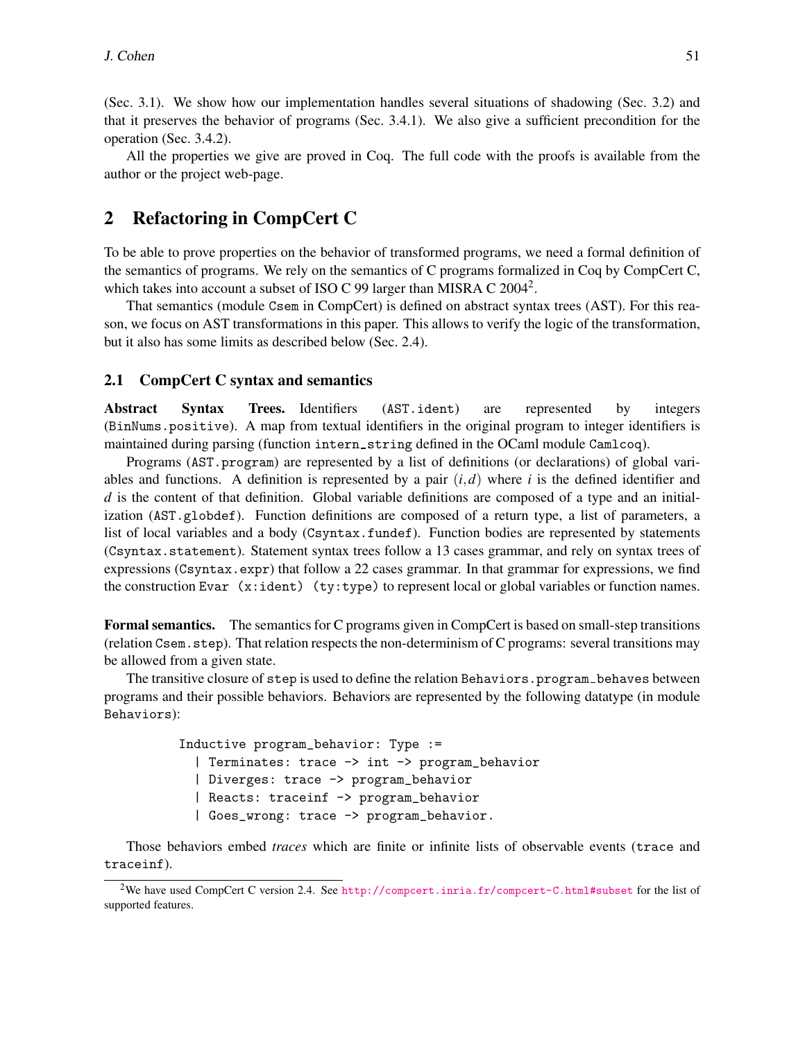(Sec. 3.1). We show how our implementation handles several situations of shadowing (Sec. 3.2) and that it preserves the behavior of programs (Sec. 3.4.1). We also give a sufficient precondition for the operation (Sec. 3.4.2).

All the properties we give are proved in Coq. The full code with the proofs is available from the author or the project web-page.

## 2 Refactoring in CompCert C

To be able to prove properties on the behavior of transformed programs, we need a formal definition of the semantics of programs. We rely on the semantics of C programs formalized in Coq by CompCert C, which takes into account a subset of ISO C 99 larger than MISRA C 2004[2].

That semantics (module `Csem` in CompCert) is defined on abstract syntax trees (AST). For this reason, we focus on AST transformations in this paper. This allows to verify the logic of the transformation, but it also has some limits as described below (Sec. 2.4).

### 2.1 CompCert C syntax and semantics

**Abstract Syntax Trees.** Identifiers (`AST.ident`) are represented by integers (`BinNums.positive`). A map from textual identifiers in the original program to integer identifiers is maintained during parsing (function `intern_string` defined in the OCaml module `Camlcoq`).

Programs (`AST.program`) are represented by a list of definitions (or declarations) of global variables and functions. A definition is represented by a pair $(i,d)$ where $i$ is the defined identifier and $d$ is the content of that definition. Global variable definitions are composed of a type and an initialization (`AST.globdef`). Function definitions are composed of a return type, a list of parameters, a list of local variables and a body (`Csyntax.fundef`). Function bodies are represented by statements (`Csyntax.statement`). Statement syntax trees follow a 13 cases grammar, and rely on syntax trees of expressions (`Csyntax.expr`) that follow a 22 cases grammar. In that grammar for expressions, we find the construction `Evar (x:ident) (ty:type)` to represent local or global variables or function names.

**Formal semantics.** The semantics for C programs given in CompCert is based on small-step transitions (relation `Csem.step`). That relation respects the non-determinism of C programs: several transitions may be allowed from a given state.

The transitive closure of `step` is used to define the relation `Behaviors.program_behaves` between programs and their possible behaviors. Behaviors are represented by the following datatype (in module `Behaviors`):

```
Inductive program_behavior: Type :=
  | Terminates: trace -> int -> program_behavior
  | Diverges: trace -> program_behavior
  | Reacts: traceinf -> program_behavior
  | Goes_wrong: trace -> program_behavior.
```

Those behaviors embed *traces* which are finite or infinite lists of observable events (`trace` and `traceinf`).

[2] We have used CompCert C version 2.4. See http://compcert.inria.fr/compcert-C.html#subset for the list of supported features.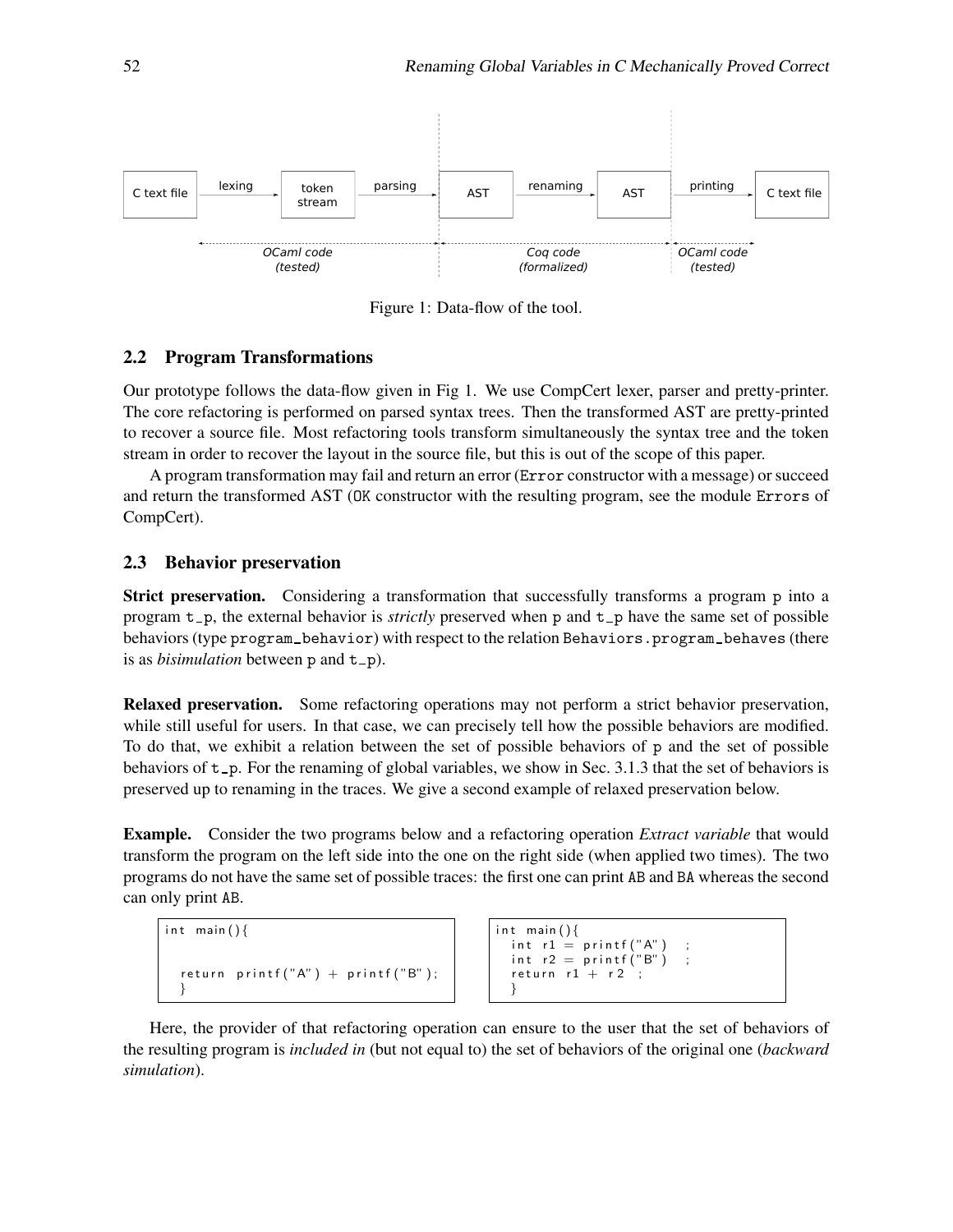C text file → (lexing) → token stream → (parsing) → AST → (renaming) → AST → (printing) → C text file

OCaml code (tested) | Coq code (formalized) | OCaml code (tested)

Figure 1: Data-flow of the tool.

## 2.2 Program Transformations

Our prototype follows the data-flow given in Fig 1. We use CompCert lexer, parser and pretty-printer. The core refactoring is performed on parsed syntax trees. Then the transformed AST are pretty-printed to recover a source file. Most refactoring tools transform simultaneously the syntax tree and the token stream in order to recover the layout in the source file, but this is out of the scope of this paper.

A program transformation may fail and return an error (`Error` constructor with a message) or succeed and return the transformed AST (`OK` constructor with the resulting program, see the module `Errors` of CompCert).

## 2.3 Behavior preservation

**Strict preservation.** Considering a transformation that successfully transforms a program `p` into a program `t_p`, the external behavior is *strictly* preserved when `p` and `t_p` have the same set of possible behaviors (type `program_behavior`) with respect to the relation `Behaviors.program_behaves` (there is as *bisimulation* between `p` and `t_p`).

**Relaxed preservation.** Some refactoring operations may not perform a strict behavior preservation, while still useful for users. In that case, we can precisely tell how the possible behaviors are modified. To do that, we exhibit a relation between the set of possible behaviors of `p` and the set of possible behaviors of `t_p`. For the renaming of global variables, we show in Sec. 3.1.3 that the set of behaviors is preserved up to renaming in the traces. We give a second example of relaxed preservation below.

**Example.** Consider the two programs below and a refactoring operation *Extract variable* that would transform the program on the left side into the one on the right side (when applied two times). The two programs do not have the same set of possible traces: the first one can print `AB` and `BA` whereas the second can only print `AB`.

```
int main(){


  return printf("A") + printf("B");
  }
```

```
int main(){
  int r1 = printf("A")  ;
  int r2 = printf("B")  ;
  return r1 + r2  ;
  }
```

Here, the provider of that refactoring operation can ensure to the user that the set of behaviors of the resulting program is *included in* (but not equal to) the set of behaviors of the original one (*backward simulation*).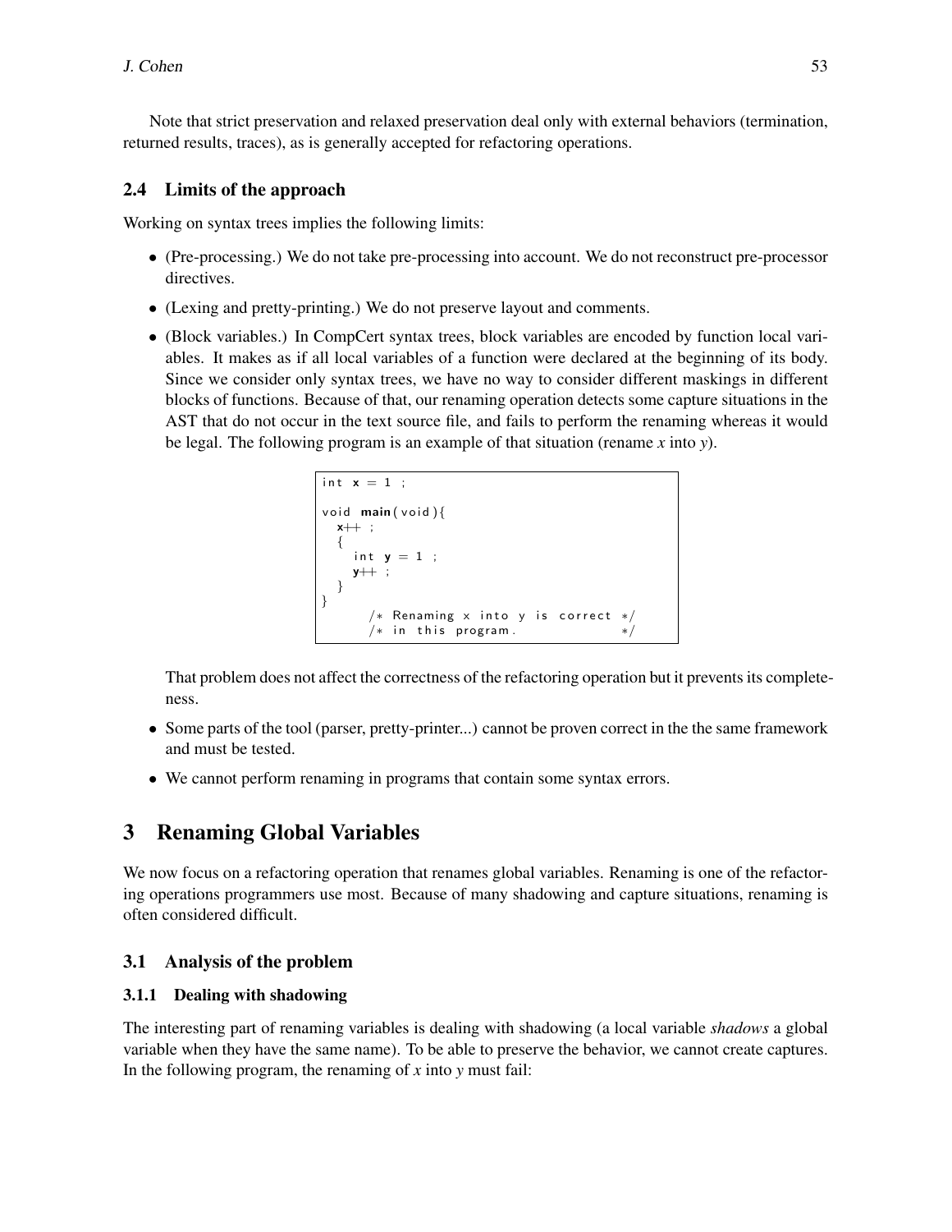Note that strict preservation and relaxed preservation deal only with external behaviors (termination, returned results, traces), as is generally accepted for refactoring operations.

### 2.4 Limits of the approach

Working on syntax trees implies the following limits:

- (Pre-processing.) We do not take pre-processing into account. We do not reconstruct pre-processor directives.
- (Lexing and pretty-printing.) We do not preserve layout and comments.
- (Block variables.) In CompCert syntax trees, block variables are encoded by function local variables. It makes as if all local variables of a function were declared at the beginning of its body. Since we consider only syntax trees, we have no way to consider different maskings in different blocks of functions. Because of that, our renaming operation detects some capture situations in the AST that do not occur in the text source file, and fails to perform the renaming whereas it would be legal. The following program is an example of that situation (rename *x* into *y*).

```
int x = 1 ;

void main(void){
  x++ ;
  {
    int y = 1 ;
    y++ ;
  }
}
      /* Renaming x into y is correct */
      /* in this program.             */
```

  That problem does not affect the correctness of the refactoring operation but it prevents its completeness.

- Some parts of the tool (parser, pretty-printer...) cannot be proven correct in the the same framework and must be tested.
- We cannot perform renaming in programs that contain some syntax errors.

## 3 Renaming Global Variables

We now focus on a refactoring operation that renames global variables. Renaming is one of the refactoring operations programmers use most. Because of many shadowing and capture situations, renaming is often considered difficult.

### 3.1 Analysis of the problem

#### 3.1.1 Dealing with shadowing

The interesting part of renaming variables is dealing with shadowing (a local variable *shadows* a global variable when they have the same name). To be able to preserve the behavior, we cannot create captures. In the following program, the renaming of *x* into *y* must fail: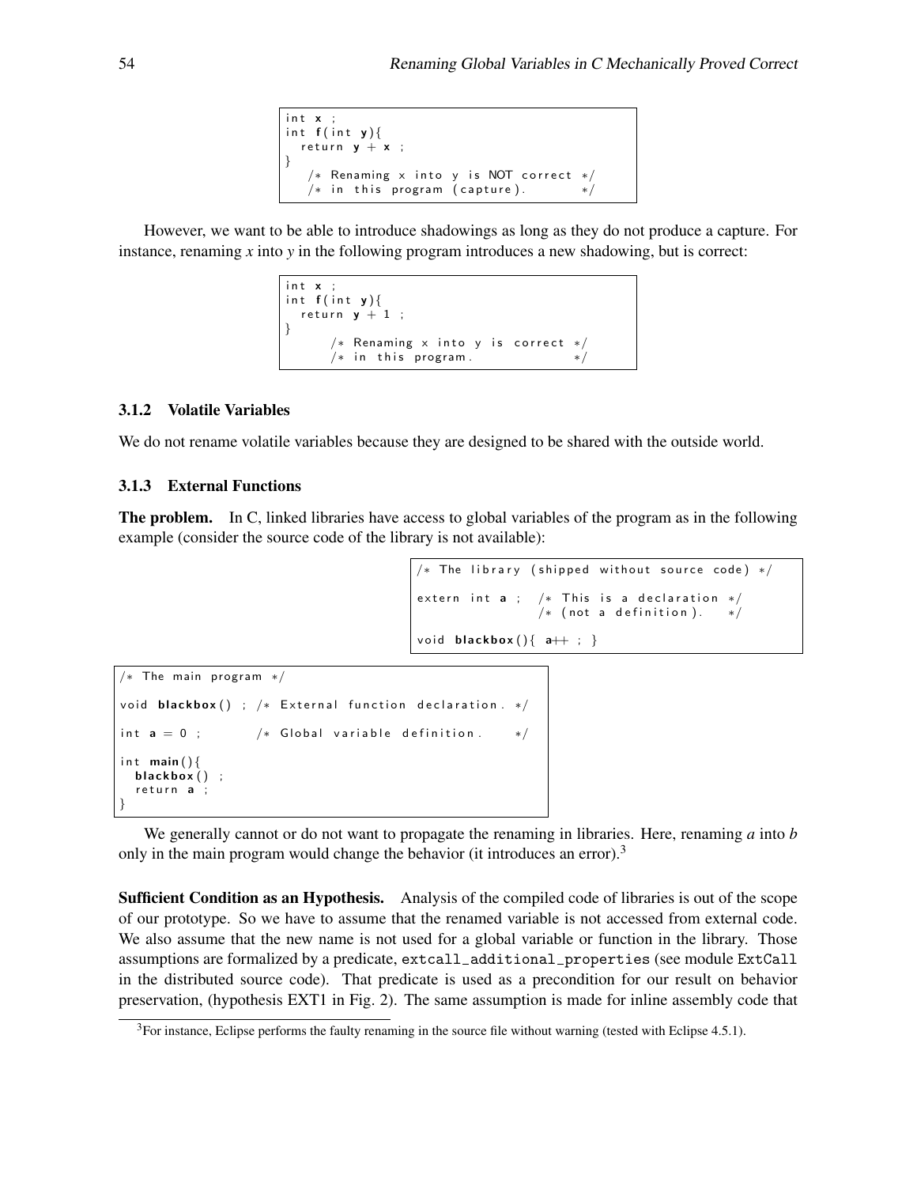```
int x ;
int f(int y){
  return y + x ;
}
   /* Renaming x into y is NOT correct */
   /* in this program (capture).       */
```

However, we want to be able to introduce shadowings as long as they do not produce a capture. For instance, renaming *x* into *y* in the following program introduces a new shadowing, but is correct:

```
int x ;
int f(int y){
  return y + 1 ;
}
      /* Renaming x into y is correct */
      /* in this program.             */
```

#### 3.1.2 Volatile Variables

We do not rename volatile variables because they are designed to be shared with the outside world.

#### 3.1.3 External Functions

**The problem.** In C, linked libraries have access to global variables of the program as in the following example (consider the source code of the library is not available):

```
/* The library (shipped without source code) */

extern int a ;  /* This is a declaration */
                /* (not a definition).   */

void blackbox(){ a++ ; }
```

```
/* The main program */

void blackbox() ; /* External function declaration. */

int a = 0 ;       /* Global variable definition.    */

int main(){
  blackbox() ;
  return a ;
}
```

We generally cannot or do not want to propagate the renaming in libraries. Here, renaming *a* into *b* only in the main program would change the behavior (it introduces an error).[3]

**Sufficient Condition as an Hypothesis.** Analysis of the compiled code of libraries is out of the scope of our prototype. So we have to assume that the renamed variable is not accessed from external code. We also assume that the new name is not used for a global variable or function in the library. Those assumptions are formalized by a predicate, `extcall_additional_properties` (see module `ExtCall` in the distributed source code). That predicate is used as a precondition for our result on behavior preservation, (hypothesis EXT1 in Fig. 2). The same assumption is made for inline assembly code that

[3] For instance, Eclipse performs the faulty renaming in the source file without warning (tested with Eclipse 4.5.1).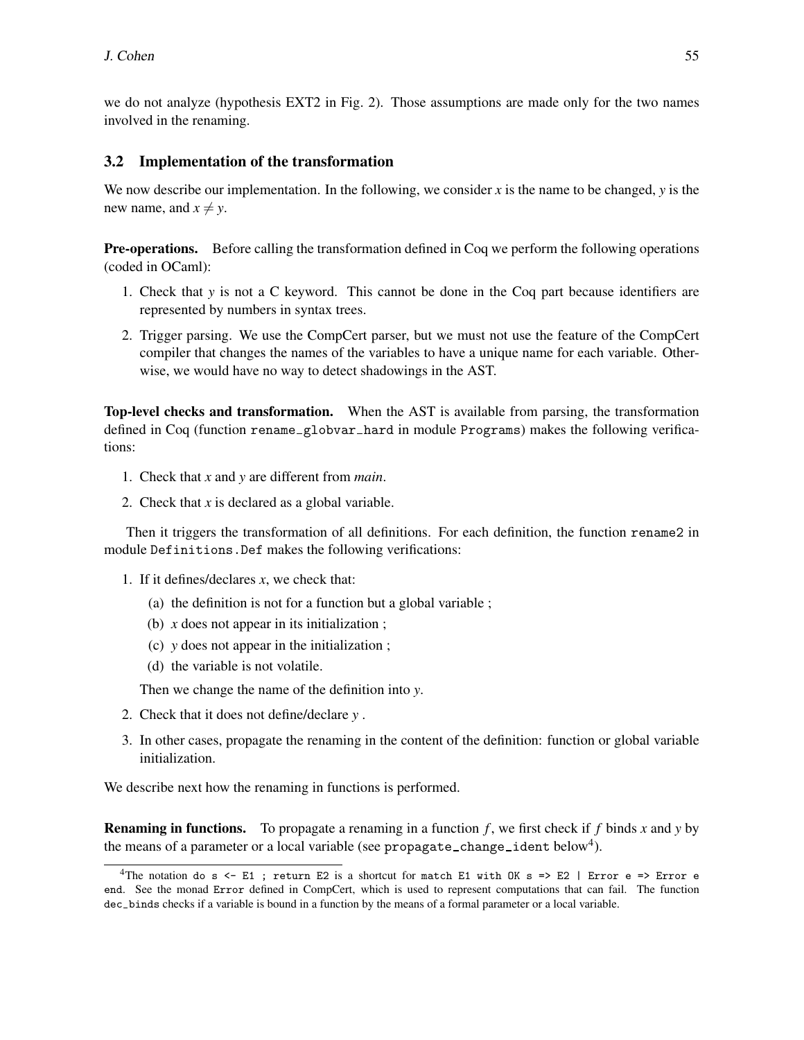we do not analyze (hypothesis EXT2 in Fig. 2). Those assumptions are made only for the two names involved in the renaming.

### 3.2 Implementation of the transformation

We now describe our implementation. In the following, we consider $x$ is the name to be changed, $y$ is the new name, and $x \neq y$.

**Pre-operations.** Before calling the transformation defined in Coq we perform the following operations (coded in OCaml):

1. Check that $y$ is not a C keyword. This cannot be done in the Coq part because identifiers are represented by numbers in syntax trees.
2. Trigger parsing. We use the CompCert parser, but we must not use the feature of the CompCert compiler that changes the names of the variables to have a unique name for each variable. Otherwise, we would have no way to detect shadowings in the AST.

**Top-level checks and transformation.** When the AST is available from parsing, the transformation defined in Coq (function `rename_globvar_hard` in module `Programs`) makes the following verifications:

1. Check that $x$ and $y$ are different from *main*.
2. Check that $x$ is declared as a global variable.

Then it triggers the transformation of all definitions. For each definition, the function `rename2` in module `Definitions.Def` makes the following verifications:

1. If it defines/declares $x$, we check that:
   (a) the definition is not for a function but a global variable ;
   (b) $x$ does not appear in its initialization ;
   (c) $y$ does not appear in the initialization ;
   (d) the variable is not volatile.

   Then we change the name of the definition into $y$.
2. Check that it does not define/declare $y$ .
3. In other cases, propagate the renaming in the content of the definition: function or global variable initialization.

We describe next how the renaming in functions is performed.

**Renaming in functions.** To propagate a renaming in a function $f$, we first check if $f$ binds $x$ and $y$ by the means of a parameter or a local variable (see `propagate_change_ident` below[4]).

---

[4] The notation `do s <- E1 ; return E2` is a shortcut for `match E1 with OK s => E2 | Error e => Error e end`. See the monad `Error` defined in CompCert, which is used to represent computations that can fail. The function `dec_binds` checks if a variable is bound in a function by the means of a formal parameter or a local variable.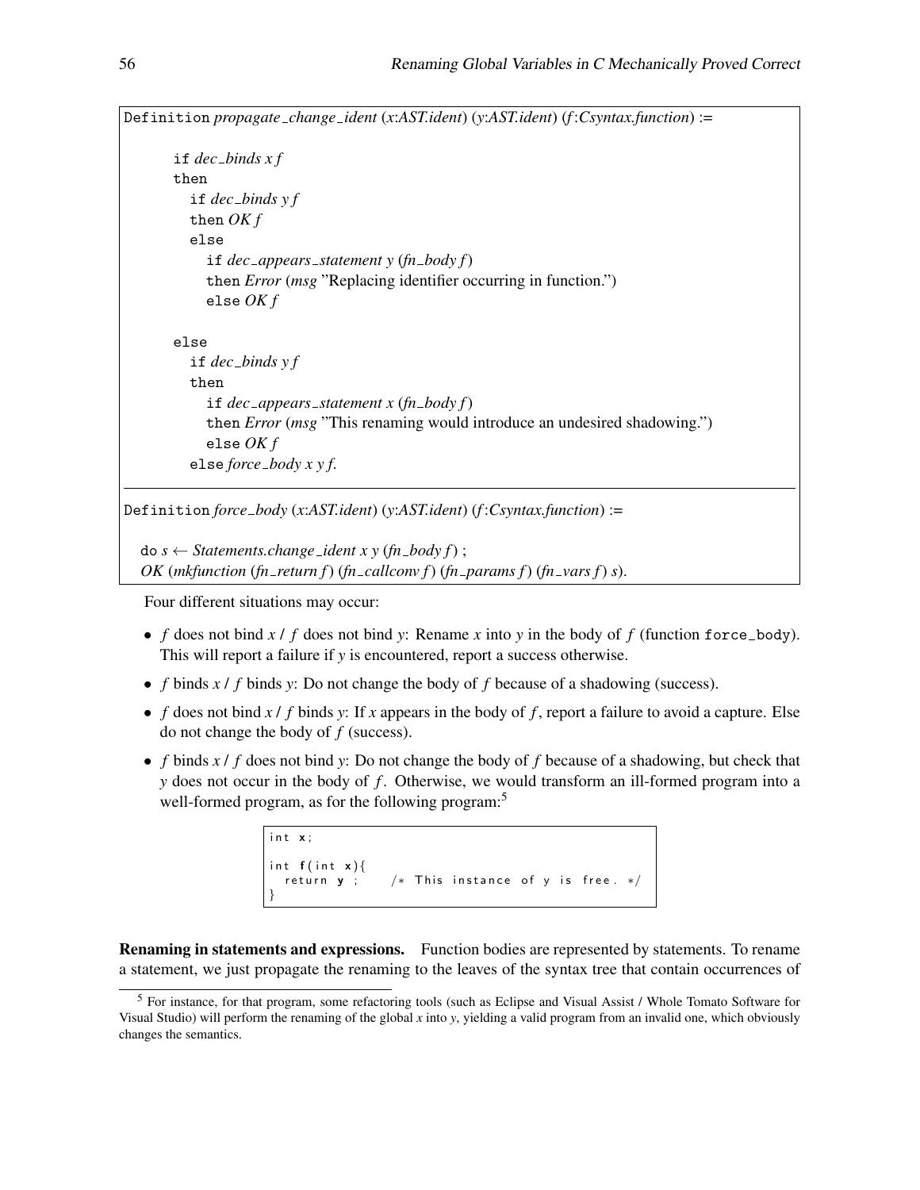```
Definition propagate_change_ident (x:AST.ident) (y:AST.ident) (f:Csyntax.function) :=

    if dec_binds x f
    then
      if dec_binds y f
      then OK f
      else
        if dec_appears_statement y (fn_body f)
        then Error (msg "Replacing identifier occurring in function.")
        else OK f

    else
      if dec_binds y f
      then
        if dec_appears_statement x (fn_body f)
        then Error (msg "This renaming would introduce an undesired shadowing.")
        else OK f
      else force_body x y f.
```

```
Definition force_body (x:AST.ident) (y:AST.ident) (f:Csyntax.function) :=

  do s ← Statements.change_ident x y (fn_body f) ;
  OK (mkfunction (fn_return f) (fn_callconv f) (fn_params f) (fn_vars f) s).
```

Four different situations may occur:

- *f* does not bind *x* / *f* does not bind *y*: Rename *x* into *y* in the body of *f* (function `force_body`). This will report a failure if *y* is encountered, report a success otherwise.
- *f* binds *x* / *f* binds *y*: Do not change the body of *f* because of a shadowing (success).
- *f* does not bind *x* / *f* binds *y*: If *x* appears in the body of *f*, report a failure to avoid a capture. Else do not change the body of *f* (success).
- *f* binds *x* / *f* does not bind *y*: Do not change the body of *f* because of a shadowing, but check that *y* does not occur in the body of *f*. Otherwise, we would transform an ill-formed program into a well-formed program, as for the following program:[5]

```
int x;

int f(int x){
  return y ;     /* This instance of y is free. */
}
```

**Renaming in statements and expressions.** Function bodies are represented by statements. To rename a statement, we just propagate the renaming to the leaves of the syntax tree that contain occurrences of

[5] For instance, for that program, some refactoring tools (such as Eclipse and Visual Assist / Whole Tomato Software for Visual Studio) will perform the renaming of the global *x* into *y*, yielding a valid program from an invalid one, which obviously changes the semantics.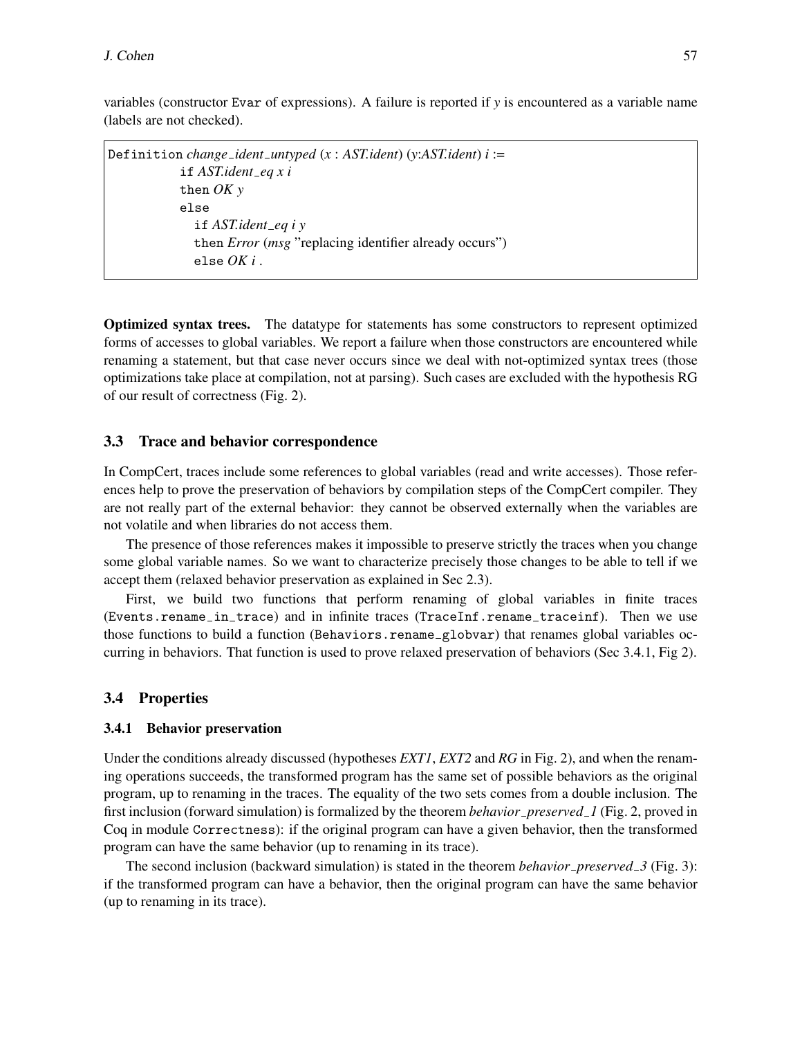variables (constructor Evar of expressions). A failure is reported if *y* is encountered as a variable name (labels are not checked).

```
Definition change_ident_untyped (x : AST.ident) (y:AST.ident) i :=
          if AST.ident_eq x i
          then OK y
          else
            if AST.ident_eq i y
            then Error (msg "replacing identifier already occurs")
            else OK i .
```

**Optimized syntax trees.** The datatype for statements has some constructors to represent optimized forms of accesses to global variables. We report a failure when those constructors are encountered while renaming a statement, but that case never occurs since we deal with not-optimized syntax trees (those optimizations take place at compilation, not at parsing). Such cases are excluded with the hypothesis RG of our result of correctness (Fig. 2).

### 3.3 Trace and behavior correspondence

In CompCert, traces include some references to global variables (read and write accesses). Those references help to prove the preservation of behaviors by compilation steps of the CompCert compiler. They are not really part of the external behavior: they cannot be observed externally when the variables are not volatile and when libraries do not access them.

The presence of those references makes it impossible to preserve strictly the traces when you change some global variable names. So we want to characterize precisely those changes to be able to tell if we accept them (relaxed behavior preservation as explained in Sec 2.3).

First, we build two functions that perform renaming of global variables in finite traces (Events.rename_in_trace) and in infinite traces (TraceInf.rename_traceinf). Then we use those functions to build a function (Behaviors.rename_globvar) that renames global variables occurring in behaviors. That function is used to prove relaxed preservation of behaviors (Sec 3.4.1, Fig 2).

### 3.4 Properties

#### 3.4.1 Behavior preservation

Under the conditions already discussed (hypotheses *EXT1*, *EXT2* and *RG* in Fig. 2), and when the renaming operations succeeds, the transformed program has the same set of possible behaviors as the original program, up to renaming in the traces. The equality of the two sets comes from a double inclusion. The first inclusion (forward simulation) is formalized by the theorem *behavior_preserved_1* (Fig. 2, proved in Coq in module Correctness): if the original program can have a given behavior, then the transformed program can have the same behavior (up to renaming in its trace).

The second inclusion (backward simulation) is stated in the theorem *behavior_preserved_3* (Fig. 3): if the transformed program can have a behavior, then the original program can have the same behavior (up to renaming in its trace).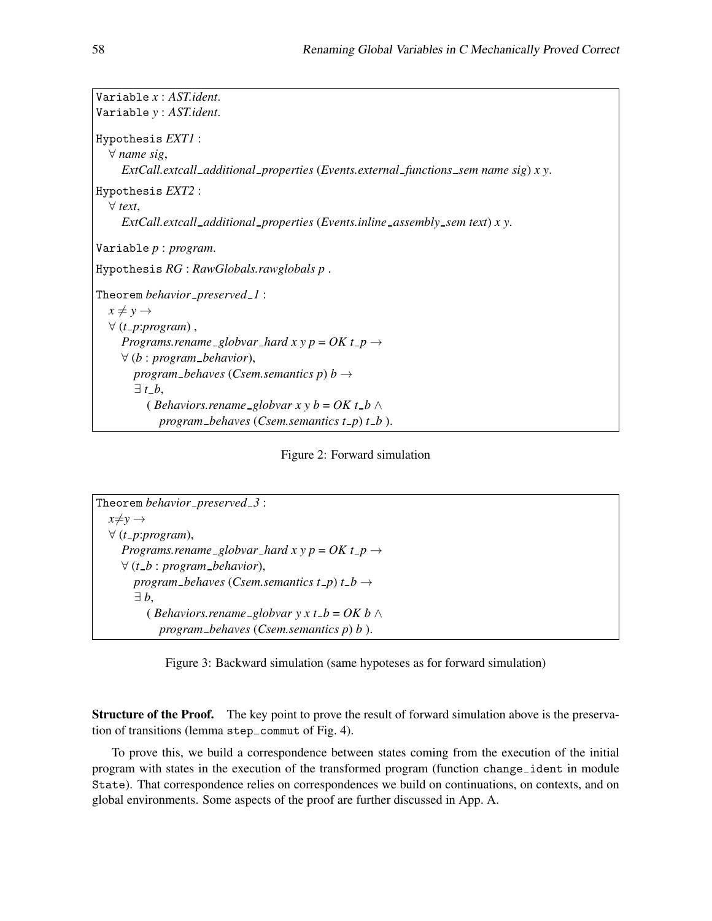```
Variable x : AST.ident.
Variable y : AST.ident.

Hypothesis EXT1 :
  ∀ name sig,
    ExtCall.extcall_additional_properties (Events.external_functions_sem name sig) x y.

Hypothesis EXT2 :
  ∀ text,
    ExtCall.extcall_additional_properties (Events.inline_assembly_sem text) x y.

Variable p : program.

Hypothesis RG : RawGlobals.rawglobals p .

Theorem behavior_preserved_1 :
  x ≠ y →
  ∀ (t_p:program) ,
    Programs.rename_globvar_hard x y p = OK t_p →
    ∀ (b : program_behavior),
      program_behaves (Csem.semantics p) b →
      ∃ t_b,
        ( Behaviors.rename_globvar x y b = OK t_b ∧
          program_behaves (Csem.semantics t_p) t_b ).
```

Figure 2: Forward simulation

```
Theorem behavior_preserved_3 :
  x≠y →
  ∀ (t_p:program),
    Programs.rename_globvar_hard x y p = OK t_p →
    ∀ (t_b : program_behavior),
      program_behaves (Csem.semantics t_p) t_b →
      ∃ b,
        ( Behaviors.rename_globvar y x t_b = OK b ∧
          program_behaves (Csem.semantics p) b ).
```

Figure 3: Backward simulation (same hypoteses as for forward simulation)

**Structure of the Proof.** The key point to prove the result of forward simulation above is the preservation of transitions (lemma `step_commut` of Fig. 4).

To prove this, we build a correspondence between states coming from the execution of the initial program with states in the execution of the transformed program (function `change_ident` in module `State`). That correspondence relies on correspondences we build on continuations, on contexts, and on global environments. Some aspects of the proof are further discussed in App. A.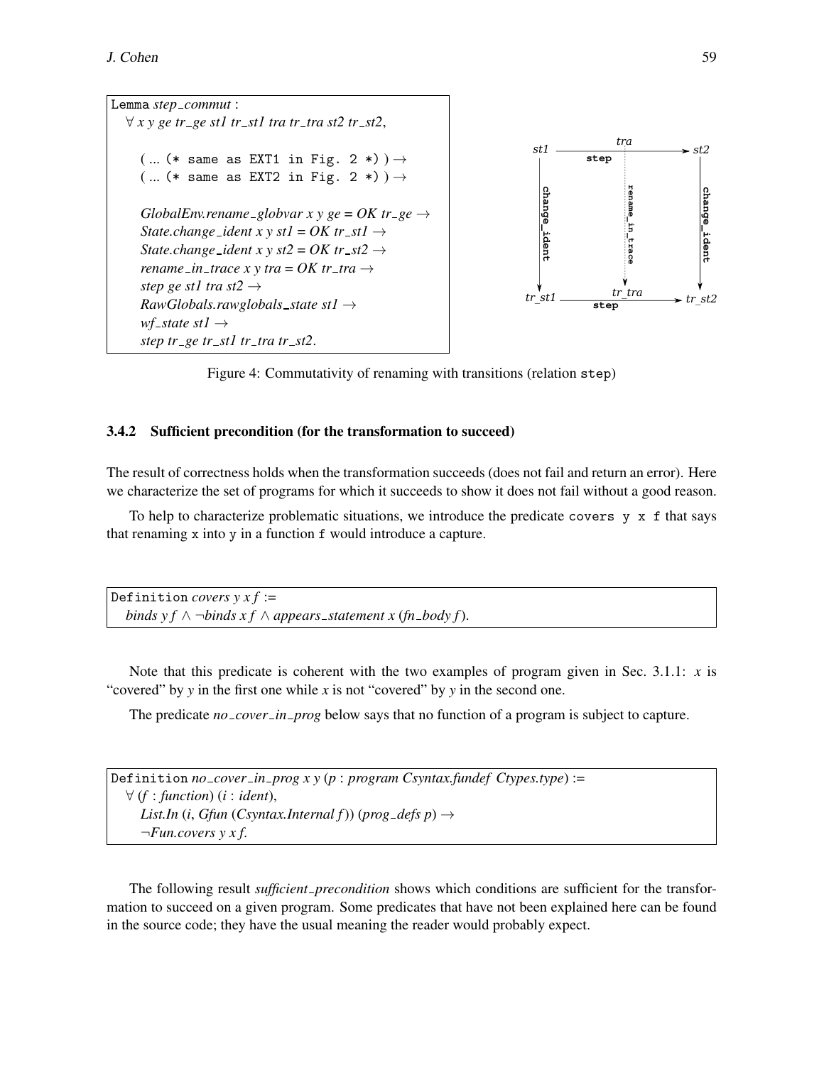```
Lemma step_commut :
  ∀ x y ge tr_ge st1 tr_st1 tra tr_tra st2 tr_st2,

    ( ... (* same as EXT1 in Fig. 2 *) ) →
    ( ... (* same as EXT2 in Fig. 2 *) ) →

    GlobalEnv.rename_globvar x y ge = OK tr_ge →
    State.change_ident x y st1 = OK tr_st1 →
    State.change_ident x y st2 = OK tr_st2 →
    rename_in_trace x y tra = OK tr_tra →
    step ge st1 tra st2 →
    RawGlobals.rawglobals_state st1 →
    wf_state st1 →
    step tr_ge tr_st1 tr_tra tr_st2.
```

```
st1  ----------- tra / step ----------->  st2
 |                    :                    |
 | change_ident       : rename_in_trace    | change_ident
 v                    v                    v
tr_st1 -------- tr_tra / step ------->  tr_st2
```

Figure 4: Commutativity of renaming with transitions (relation step)

### 3.4.2 Sufficient precondition (for the transformation to succeed)

The result of correctness holds when the transformation succeeds (does not fail and return an error). Here we characterize the set of programs for which it succeeds to show it does not fail without a good reason.

To help to characterize problematic situations, we introduce the predicate `covers y x f` that says that renaming `x` into `y` in a function `f` would introduce a capture.

```
Definition covers y x f :=
  binds y f ∧ ¬binds x f ∧ appears_statement x (fn_body f).
```

Note that this predicate is coherent with the two examples of program given in Sec. 3.1.1: *x* is "covered" by *y* in the first one while *x* is not "covered" by *y* in the second one.

The predicate *no_cover_in_prog* below says that no function of a program is subject to capture.

```
Definition no_cover_in_prog x y (p : program Csyntax.fundef Ctypes.type) :=
  ∀ (f : function) (i : ident),
    List.In (i, Gfun (Csyntax.Internal f)) (prog_defs p) →
    ¬Fun.covers y x f.
```

The following result *sufficient_precondition* shows which conditions are sufficient for the transformation to succeed on a given program. Some predicates that have not been explained here can be found in the source code; they have the usual meaning the reader would probably expect.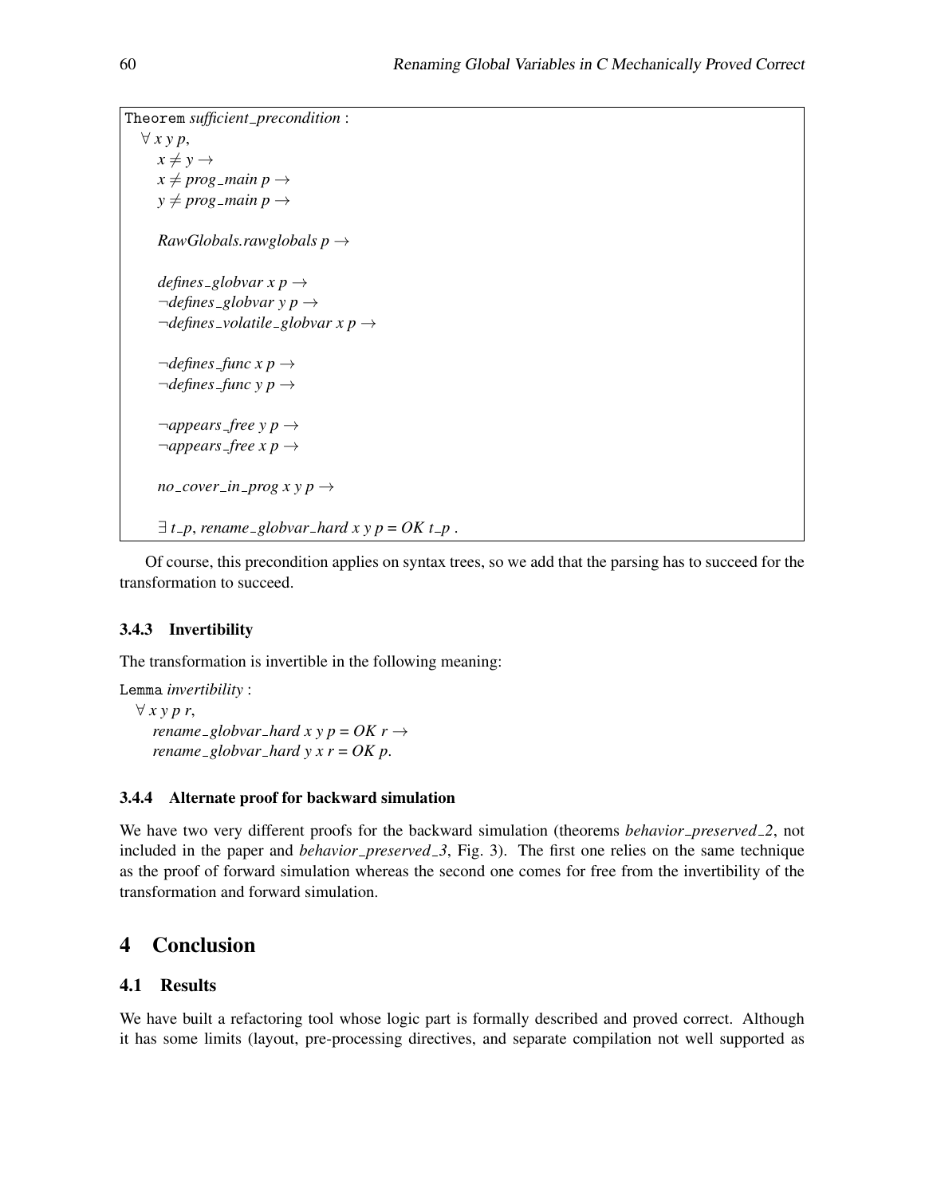```
Theorem sufficient_precondition :
  ∀ x y p,
    x ≠ y →
    x ≠ prog_main p →
    y ≠ prog_main p →

    RawGlobals.rawglobals p →

    defines_globvar x p →
    ¬defines_globvar y p →
    ¬defines_volatile_globvar x p →

    ¬defines_func x p →
    ¬defines_func y p →

    ¬appears_free y p →
    ¬appears_free x p →

    no_cover_in_prog x y p →

    ∃ t_p, rename_globvar_hard x y p = OK t_p .
```

Of course, this precondition applies on syntax trees, so we add that the parsing has to succeed for the transformation to succeed.

### 3.4.3 Invertibility

The transformation is invertible in the following meaning:

```
Lemma invertibility :
  ∀ x y p r,
    rename_globvar_hard x y p = OK r →
    rename_globvar_hard y x r = OK p.
```

### 3.4.4 Alternate proof for backward simulation

We have two very different proofs for the backward simulation (theorems *behavior_preserved_2*, not included in the paper and *behavior_preserved_3*, Fig. 3). The first one relies on the same technique as the proof of forward simulation whereas the second one comes for free from the invertibility of the transformation and forward simulation.

# 4 Conclusion

## 4.1 Results

We have built a refactoring tool whose logic part is formally described and proved correct. Although it has some limits (layout, pre-processing directives, and separate compilation not well supported as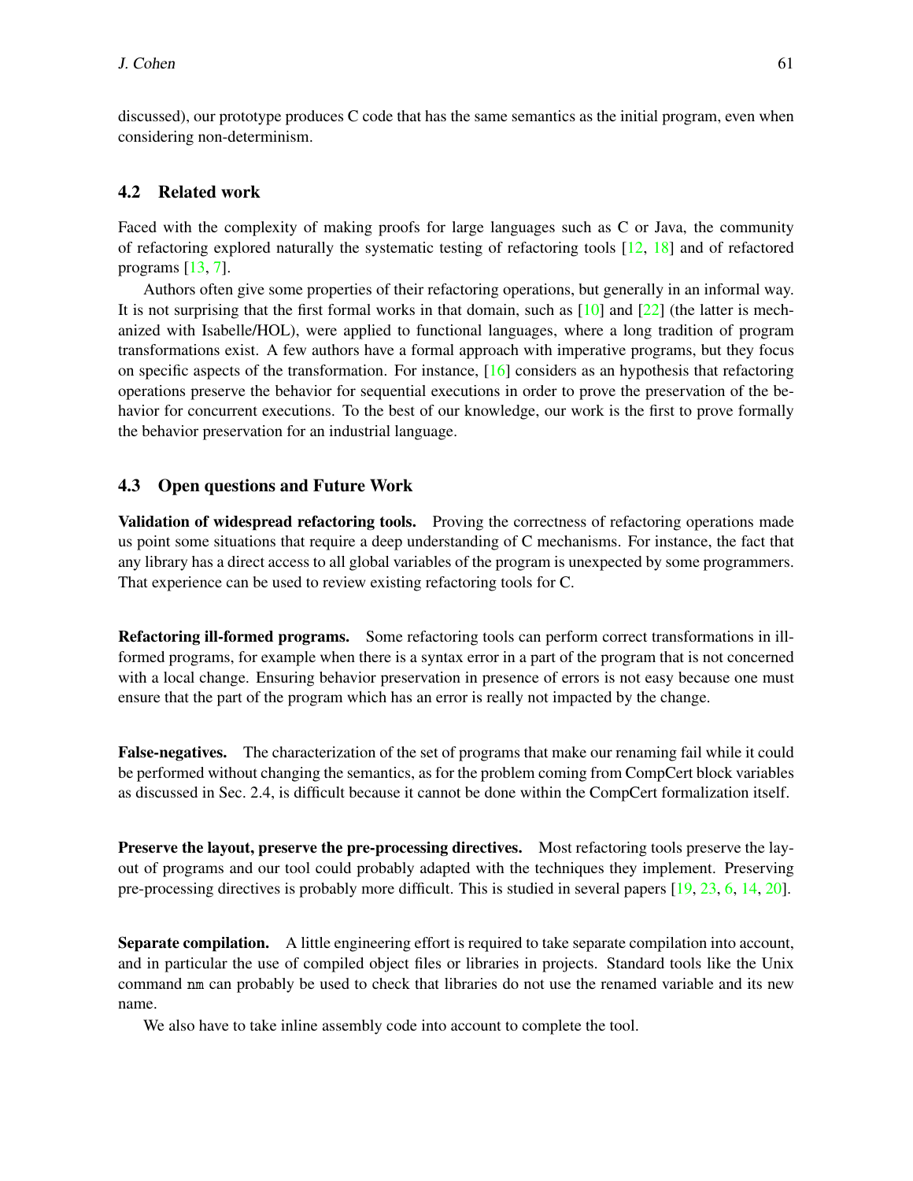discussed), our prototype produces C code that has the same semantics as the initial program, even when considering non-determinism.

### 4.2 Related work

Faced with the complexity of making proofs for large languages such as C or Java, the community of refactoring explored naturally the systematic testing of refactoring tools [12, 18] and of refactored programs [13, 7].

Authors often give some properties of their refactoring operations, but generally in an informal way. It is not surprising that the first formal works in that domain, such as [10] and [22] (the latter is mechanized with Isabelle/HOL), were applied to functional languages, where a long tradition of program transformations exist. A few authors have a formal approach with imperative programs, but they focus on specific aspects of the transformation. For instance, [16] considers as an hypothesis that refactoring operations preserve the behavior for sequential executions in order to prove the preservation of the behavior for concurrent executions. To the best of our knowledge, our work is the first to prove formally the behavior preservation for an industrial language.

### 4.3 Open questions and Future Work

**Validation of widespread refactoring tools.** Proving the correctness of refactoring operations made us point some situations that require a deep understanding of C mechanisms. For instance, the fact that any library has a direct access to all global variables of the program is unexpected by some programmers. That experience can be used to review existing refactoring tools for C.

**Refactoring ill-formed programs.** Some refactoring tools can perform correct transformations in ill-formed programs, for example when there is a syntax error in a part of the program that is not concerned with a local change. Ensuring behavior preservation in presence of errors is not easy because one must ensure that the part of the program which has an error is really not impacted by the change.

**False-negatives.** The characterization of the set of programs that make our renaming fail while it could be performed without changing the semantics, as for the problem coming from CompCert block variables as discussed in Sec. 2.4, is difficult because it cannot be done within the CompCert formalization itself.

**Preserve the layout, preserve the pre-processing directives.** Most refactoring tools preserve the layout of programs and our tool could probably adapted with the techniques they implement. Preserving pre-processing directives is probably more difficult. This is studied in several papers [19, 23, 6, 14, 20].

**Separate compilation.** A little engineering effort is required to take separate compilation into account, and in particular the use of compiled object files or libraries in projects. Standard tools like the Unix command `nm` can probably be used to check that libraries do not use the renamed variable and its new name.

We also have to take inline assembly code into account to complete the tool.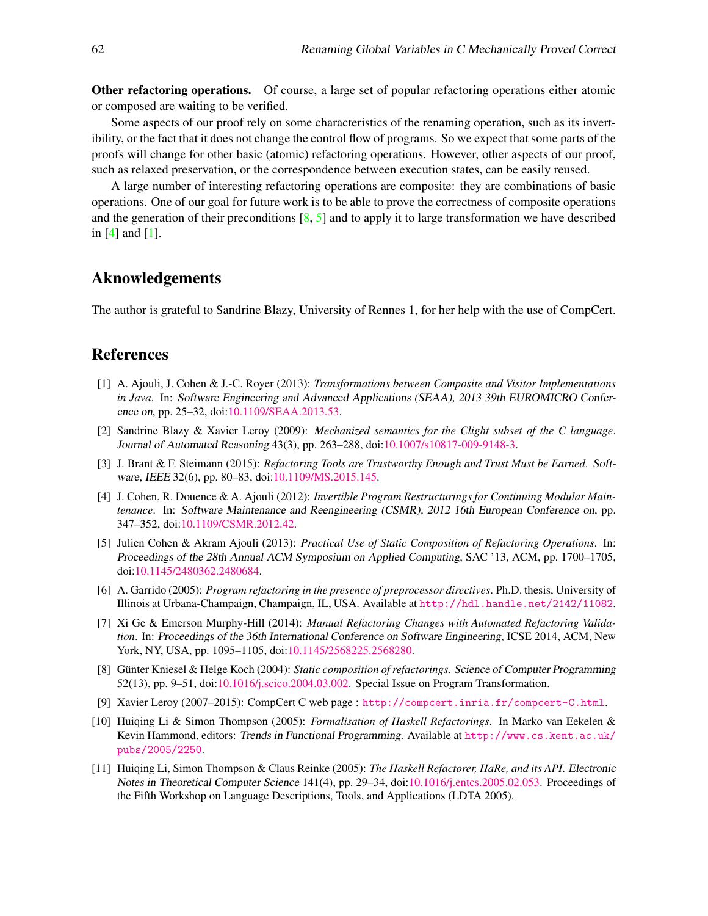**Other refactoring operations.** Of course, a large set of popular refactoring operations either atomic or composed are waiting to be verified.

Some aspects of our proof rely on some characteristics of the renaming operation, such as its invertibility, or the fact that it does not change the control flow of programs. So we expect that some parts of the proofs will change for other basic (atomic) refactoring operations. However, other aspects of our proof, such as relaxed preservation, or the correspondence between execution states, can be easily reused.

A large number of interesting refactoring operations are composite: they are combinations of basic operations. One of our goal for future work is to be able to prove the correctness of composite operations and the generation of their preconditions [8, 5] and to apply it to large transformation we have described in [4] and [1].

## Aknowledgements

The author is grateful to Sandrine Blazy, University of Rennes 1, for her help with the use of CompCert.

## References

[1] A. Ajouli, J. Cohen & J.-C. Royer (2013): *Transformations between Composite and Visitor Implementations in Java*. In: Software Engineering and Advanced Applications (SEAA), 2013 39th EUROMICRO Conference on, pp. 25–32, doi:10.1109/SEAA.2013.53.

[2] Sandrine Blazy & Xavier Leroy (2009): *Mechanized semantics for the Clight subset of the C language*. Journal of Automated Reasoning 43(3), pp. 263–288, doi:10.1007/s10817-009-9148-3.

[3] J. Brant & F. Steimann (2015): *Refactoring Tools are Trustworthy Enough and Trust Must be Earned*. Software, IEEE 32(6), pp. 80–83, doi:10.1109/MS.2015.145.

[4] J. Cohen, R. Douence & A. Ajouli (2012): *Invertible Program Restructurings for Continuing Modular Maintenance*. In: Software Maintenance and Reengineering (CSMR), 2012 16th European Conference on, pp. 347–352, doi:10.1109/CSMR.2012.42.

[5] Julien Cohen & Akram Ajouli (2013): *Practical Use of Static Composition of Refactoring Operations*. In: Proceedings of the 28th Annual ACM Symposium on Applied Computing, SAC '13, ACM, pp. 1700–1705, doi:10.1145/2480362.2480684.

[6] A. Garrido (2005): *Program refactoring in the presence of preprocessor directives*. Ph.D. thesis, University of Illinois at Urbana-Champaign, Champaign, IL, USA. Available at http://hdl.handle.net/2142/11082.

[7] Xi Ge & Emerson Murphy-Hill (2014): *Manual Refactoring Changes with Automated Refactoring Validation*. In: Proceedings of the 36th International Conference on Software Engineering, ICSE 2014, ACM, New York, NY, USA, pp. 1095–1105, doi:10.1145/2568225.2568280.

[8] Günter Kniesel & Helge Koch (2004): *Static composition of refactorings*. Science of Computer Programming 52(13), pp. 9–51, doi:10.1016/j.scico.2004.03.002. Special Issue on Program Transformation.

[9] Xavier Leroy (2007–2015): CompCert C web page : http://compcert.inria.fr/compcert-C.html.

[10] Huiqing Li & Simon Thompson (2005): *Formalisation of Haskell Refactorings*. In Marko van Eekelen & Kevin Hammond, editors: Trends in Functional Programming. Available at http://www.cs.kent.ac.uk/pubs/2005/2250.

[11] Huiqing Li, Simon Thompson & Claus Reinke (2005): *The Haskell Refactorer, HaRe, and its API*. Electronic Notes in Theoretical Computer Science 141(4), pp. 29–34, doi:10.1016/j.entcs.2005.02.053. Proceedings of the Fifth Workshop on Language Descriptions, Tools, and Applications (LDTA 2005).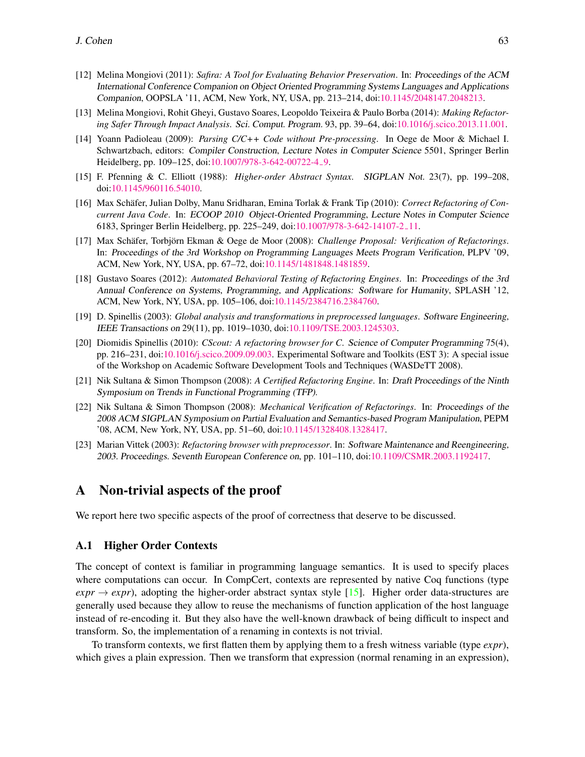[12] Melina Mongiovi (2011): *Safira: A Tool for Evaluating Behavior Preservation*. In: *Proceedings of the ACM International Conference Companion on Object Oriented Programming Systems Languages and Applications Companion*, OOPSLA '11, ACM, New York, NY, USA, pp. 213–214, doi:10.1145/2048147.2048213.

[13] Melina Mongiovi, Rohit Gheyi, Gustavo Soares, Leopoldo Teixeira & Paulo Borba (2014): *Making Refactoring Safer Through Impact Analysis*. *Sci. Comput. Program.* 93, pp. 39–64, doi:10.1016/j.scico.2013.11.001.

[14] Yoann Padioleau (2009): *Parsing C/C++ Code without Pre-processing*. In Oege de Moor & Michael I. Schwartzbach, editors: *Compiler Construction*, *Lecture Notes in Computer Science* 5501, Springer Berlin Heidelberg, pp. 109–125, doi:10.1007/978-3-642-00722-4_9.

[15] F. Pfenning & C. Elliott (1988): *Higher-order Abstract Syntax*. *SIGPLAN Not.* 23(7), pp. 199–208, doi:10.1145/960116.54010.

[16] Max Schäfer, Julian Dolby, Manu Sridharan, Emina Torlak & Frank Tip (2010): *Correct Refactoring of Concurrent Java Code*. In: *ECOOP 2010 Object-Oriented Programming*, *Lecture Notes in Computer Science* 6183, Springer Berlin Heidelberg, pp. 225–249, doi:10.1007/978-3-642-14107-2_11.

[17] Max Schäfer, Torbjörn Ekman & Oege de Moor (2008): *Challenge Proposal: Verification of Refactorings*. In: *Proceedings of the 3rd Workshop on Programming Languages Meets Program Verification*, PLPV '09, ACM, New York, NY, USA, pp. 67–72, doi:10.1145/1481848.1481859.

[18] Gustavo Soares (2012): *Automated Behavioral Testing of Refactoring Engines*. In: *Proceedings of the 3rd Annual Conference on Systems, Programming, and Applications: Software for Humanity*, SPLASH '12, ACM, New York, NY, USA, pp. 105–106, doi:10.1145/2384716.2384760.

[19] D. Spinellis (2003): *Global analysis and transformations in preprocessed languages*. *Software Engineering, IEEE Transactions on* 29(11), pp. 1019–1030, doi:10.1109/TSE.2003.1245303.

[20] Diomidis Spinellis (2010): *CScout: A refactoring browser for C*. *Science of Computer Programming* 75(4), pp. 216–231, doi:10.1016/j.scico.2009.09.003. Experimental Software and Toolkits (EST 3): A special issue of the Workshop on Academic Software Development Tools and Techniques (WASDeTT 2008).

[21] Nik Sultana & Simon Thompson (2008): *A Certified Refactoring Engine*. In: *Draft Proceedings of the Ninth Symposium on Trends in Functional Programming (TFP)*.

[22] Nik Sultana & Simon Thompson (2008): *Mechanical Verification of Refactorings*. In: *Proceedings of the 2008 ACM SIGPLAN Symposium on Partial Evaluation and Semantics-based Program Manipulation*, PEPM '08, ACM, New York, NY, USA, pp. 51–60, doi:10.1145/1328408.1328417.

[23] Marian Vittek (2003): *Refactoring browser with preprocessor*. In: *Software Maintenance and Reengineering, 2003. Proceedings. Seventh European Conference on*, pp. 101–110, doi:10.1109/CSMR.2003.1192417.

## A Non-trivial aspects of the proof

We report here two specific aspects of the proof of correctness that deserve to be discussed.

### A.1 Higher Order Contexts

The concept of context is familiar in programming language semantics. It is used to specify places where computations can occur. In CompCert, contexts are represented by native Coq functions (type $expr \rightarrow expr$), adopting the higher-order abstract syntax style [15]. Higher order data-structures are generally used because they allow to reuse the mechanisms of function application of the host language instead of re-encoding it. But they also have the well-known drawback of being difficult to inspect and transform. So, the implementation of a renaming in contexts is not trivial.

To transform contexts, we first flatten them by applying them to a fresh witness variable (type *expr*), which gives a plain expression. Then we transform that expression (normal renaming in an expression),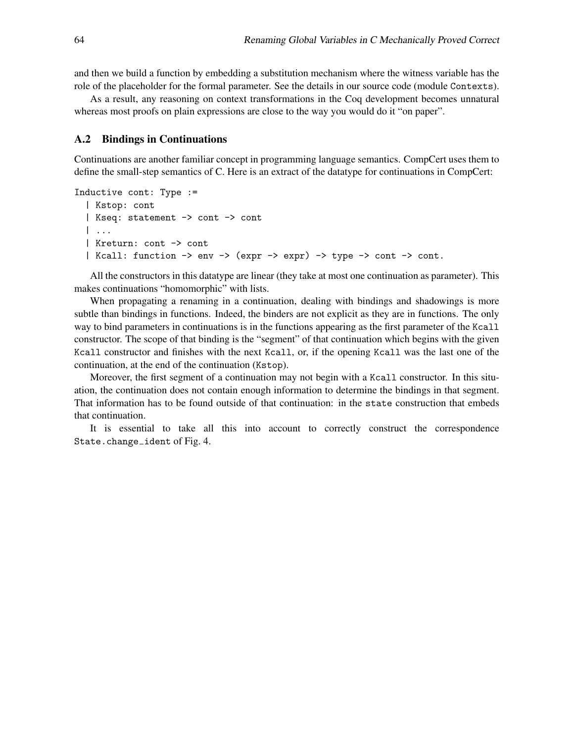and then we build a function by embedding a substitution mechanism where the witness variable has the role of the placeholder for the formal parameter. See the details in our source code (module `Contexts`).

As a result, any reasoning on context transformations in the Coq development becomes unnatural whereas most proofs on plain expressions are close to the way you would do it "on paper".

## A.2 Bindings in Continuations

Continuations are another familiar concept in programming language semantics. CompCert uses them to define the small-step semantics of C. Here is an extract of the datatype for continuations in CompCert:

```
Inductive cont: Type :=
  | Kstop: cont
  | Kseq: statement -> cont -> cont
  | ...
  | Kreturn: cont -> cont
  | Kcall: function -> env -> (expr -> expr) -> type -> cont -> cont.
```

All the constructors in this datatype are linear (they take at most one continuation as parameter). This makes continuations "homomorphic" with lists.

When propagating a renaming in a continuation, dealing with bindings and shadowings is more subtle than bindings in functions. Indeed, the binders are not explicit as they are in functions. The only way to bind parameters in continuations is in the functions appearing as the first parameter of the `Kcall` constructor. The scope of that binding is the "segment" of that continuation which begins with the given `Kcall` constructor and finishes with the next `Kcall`, or, if the opening `Kcall` was the last one of the continuation, at the end of the continuation (`Kstop`).

Moreover, the first segment of a continuation may not begin with a `Kcall` constructor. In this situation, the continuation does not contain enough information to determine the bindings in that segment. That information has to be found outside of that continuation: in the `state` construction that embeds that continuation.

It is essential to take all this into account to correctly construct the correspondence `State.change_ident` of Fig. 4.